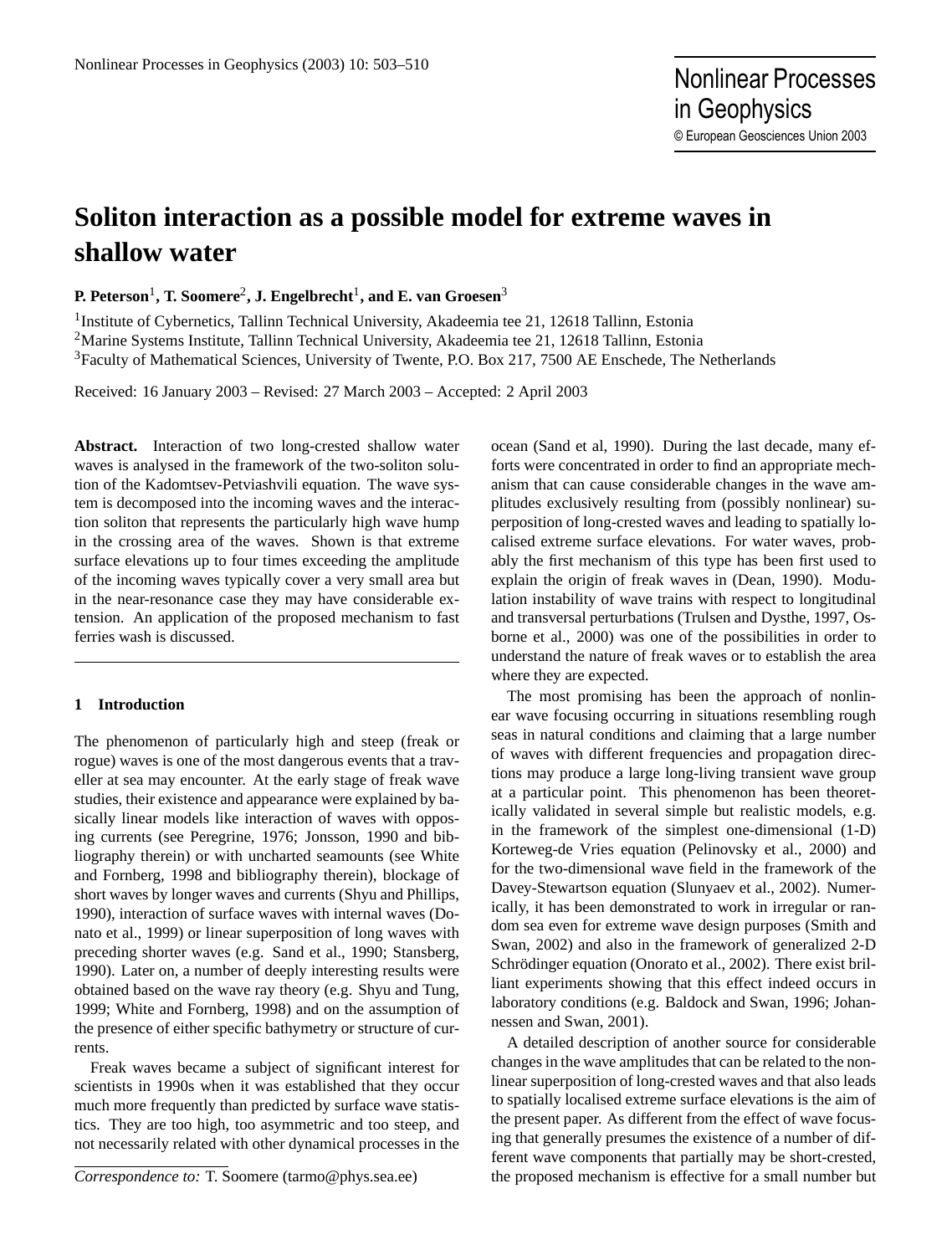# Soliton interaction as a possible model for extreme waves in shallow water

**P. Peterson**[1], **T. Soomere**[2], **J. Engelbrecht**[1], **and E. van Groesen**[3]

[1]Institute of Cybernetics, Tallinn Technical University, Akadeemia tee 21, 12618 Tallinn, Estonia
[2]Marine Systems Institute, Tallinn Technical University, Akadeemia tee 21, 12618 Tallinn, Estonia
[3]Faculty of Mathematical Sciences, University of Twente, P.O. Box 217, 7500 AE Enschede, The Netherlands

Received: 16 January 2003 – Revised: 27 March 2003 – Accepted: 2 April 2003

**Abstract.** Interaction of two long-crested shallow water waves is analysed in the framework of the two-soliton solution of the Kadomtsev-Petviashvili equation. The wave system is decomposed into the incoming waves and the interaction soliton that represents the particularly high wave hump in the crossing area of the waves. Shown is that extreme surface elevations up to four times exceeding the amplitude of the incoming waves typically cover a very small area but in the near-resonance case they may have considerable extension. An application of the proposed mechanism to fast ferries wash is discussed.

## 1 Introduction

The phenomenon of particularly high and steep (freak or rogue) waves is one of the most dangerous events that a traveller at sea may encounter. At the early stage of freak wave studies, their existence and appearance were explained by basically linear models like interaction of waves with opposing currents (see Peregrine, 1976; Jonsson, 1990 and bibliography therein) or with uncharted seamounts (see White and Fornberg, 1998 and bibliography therein), blockage of short waves by longer waves and currents (Shyu and Phillips, 1990), interaction of surface waves with internal waves (Donato et al., 1999) or linear superposition of long waves with preceding shorter waves (e.g. Sand et al., 1990; Stansberg, 1990). Later on, a number of deeply interesting results were obtained based on the wave ray theory (e.g. Shyu and Tung, 1999; White and Fornberg, 1998) and on the assumption of the presence of either specific bathymetry or structure of currents.

Freak waves became a subject of significant interest for scientists in 1990s when it was established that they occur much more frequently than predicted by surface wave statistics. They are too high, too asymmetric and too steep, and not necessarily related with other dynamical processes in the ocean (Sand et al, 1990). During the last decade, many efforts were concentrated in order to find an appropriate mechanism that can cause considerable changes in the wave amplitudes exclusively resulting from (possibly nonlinear) superposition of long-crested waves and leading to spatially localised extreme surface elevations. For water waves, probably the first mechanism of this type has been first used to explain the origin of freak waves in (Dean, 1990). Modulation instability of wave trains with respect to longitudinal and transversal perturbations (Trulsen and Dysthe, 1997, Osborne et al., 2000) was one of the possibilities in order to understand the nature of freak waves or to establish the area where they are expected.

The most promising has been the approach of nonlinear wave focusing occurring in situations resembling rough seas in natural conditions and claiming that a large number of waves with different frequencies and propagation directions may produce a large long-living transient wave group at a particular point. This phenomenon has been theoretically validated in several simple but realistic models, e.g. in the framework of the simplest one-dimensional (1-D) Korteweg-de Vries equation (Pelinovsky et al., 2000) and for the two-dimensional wave field in the framework of the Davey-Stewartson equation (Slunyaev et al., 2002). Numerically, it has been demonstrated to work in irregular or random sea even for extreme wave design purposes (Smith and Swan, 2002) and also in the framework of generalized 2-D Schrödinger equation (Onorato et al., 2002). There exist brilliant experiments showing that this effect indeed occurs in laboratory conditions (e.g. Baldock and Swan, 1996; Johannessen and Swan, 2001).

A detailed description of another source for considerable changes in the wave amplitudes that can be related to the nonlinear superposition of long-crested waves and that also leads to spatially localised extreme surface elevations is the aim of the present paper. As different from the effect of wave focusing that generally presumes the existence of a number of different wave components that partially may be short-crested, the proposed mechanism is effective for a small number but

*Correspondence to:* T. Soomere (tarmo@phys.sea.ee)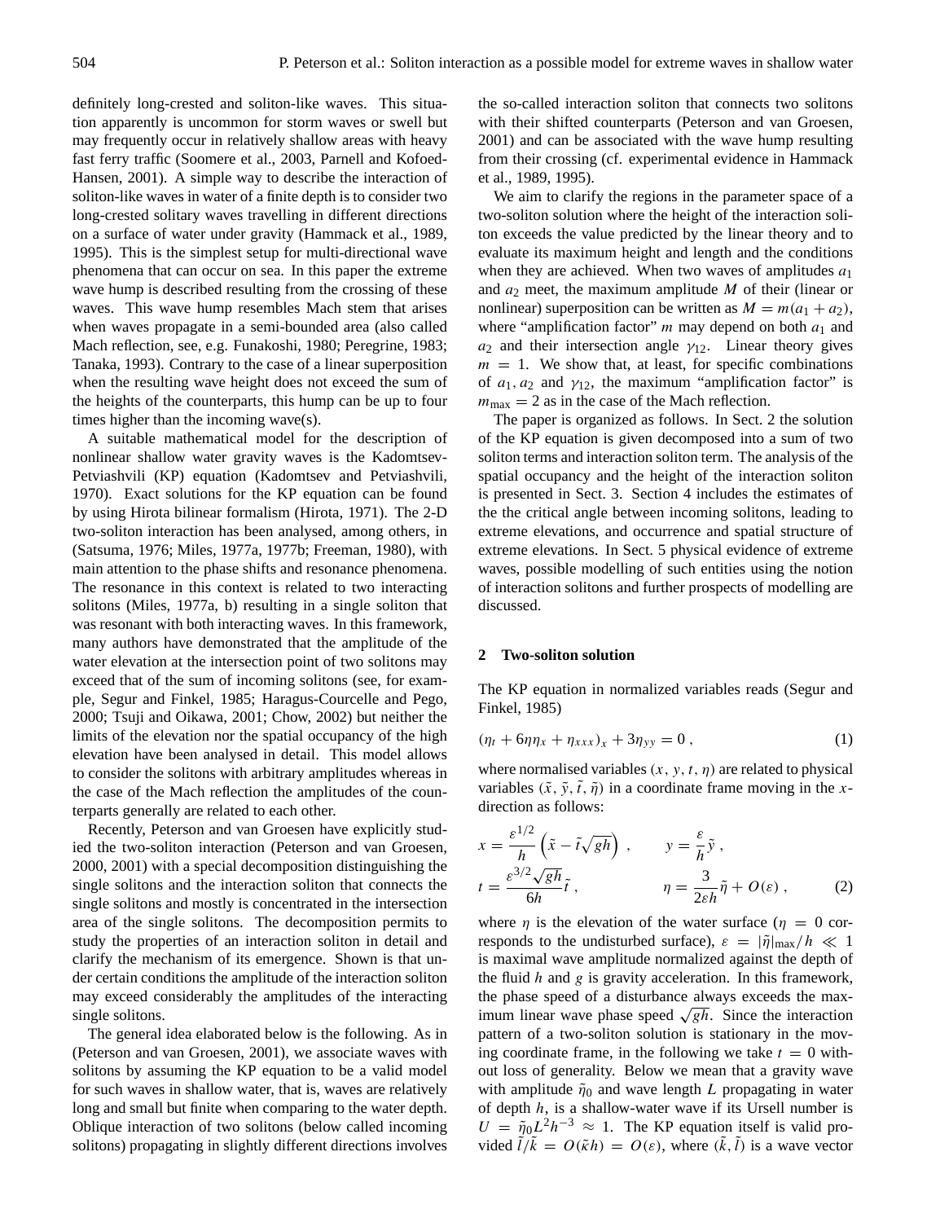definitely long-crested and soliton-like waves. This situation apparently is uncommon for storm waves or swell but may frequently occur in relatively shallow areas with heavy fast ferry traffic (Soomere et al., 2003, Parnell and Kofoed-Hansen, 2001). A simple way to describe the interaction of soliton-like waves in water of a finite depth is to consider two long-crested solitary waves travelling in different directions on a surface of water under gravity (Hammack et al., 1989, 1995). This is the simplest setup for multi-directional wave phenomena that can occur on sea. In this paper the extreme wave hump is described resulting from the crossing of these waves. This wave hump resembles Mach stem that arises when waves propagate in a semi-bounded area (also called Mach reflection, see, e.g. Funakoshi, 1980; Peregrine, 1983; Tanaka, 1993). Contrary to the case of a linear superposition when the resulting wave height does not exceed the sum of the heights of the counterparts, this hump can be up to four times higher than the incoming wave(s).

A suitable mathematical model for the description of nonlinear shallow water gravity waves is the Kadomtsev-Petviashvili (KP) equation (Kadomtsev and Petviashvili, 1970). Exact solutions for the KP equation can be found by using Hirota bilinear formalism (Hirota, 1971). The 2-D two-soliton interaction has been analysed, among others, in (Satsuma, 1976; Miles, 1977a, 1977b; Freeman, 1980), with main attention to the phase shifts and resonance phenomena. The resonance in this context is related to two interacting solitons (Miles, 1977a, b) resulting in a single soliton that was resonant with both interacting waves. In this framework, many authors have demonstrated that the amplitude of the water elevation at the intersection point of two solitons may exceed that of the sum of incoming solitons (see, for example, Segur and Finkel, 1985; Haragus-Courcelle and Pego, 2000; Tsuji and Oikawa, 2001; Chow, 2002) but neither the limits of the elevation nor the spatial occupancy of the high elevation have been analysed in detail. This model allows to consider the solitons with arbitrary amplitudes whereas in the case of the Mach reflection the amplitudes of the counterparts generally are related to each other.

Recently, Peterson and van Groesen have explicitly studied the two-soliton interaction (Peterson and van Groesen, 2000, 2001) with a special decomposition distinguishing the single solitons and the interaction soliton that connects the single solitons and mostly is concentrated in the intersection area of the single solitons. The decomposition permits to study the properties of an interaction soliton in detail and clarify the mechanism of its emergence. Shown is that under certain conditions the amplitude of the interaction soliton may exceed considerably the amplitudes of the interacting single solitons.

The general idea elaborated below is the following. As in (Peterson and van Groesen, 2001), we associate waves with solitons by assuming the KP equation to be a valid model for such waves in shallow water, that is, waves are relatively long and small but finite when comparing to the water depth. Oblique interaction of two solitons (below called incoming solitons) propagating in slightly different directions involves the so-called interaction soliton that connects two solitons with their shifted counterparts (Peterson and van Groesen, 2001) and can be associated with the wave hump resulting from their crossing (cf. experimental evidence in Hammack et al., 1989, 1995).

We aim to clarify the regions in the parameter space of a two-soliton solution where the height of the interaction soliton exceeds the value predicted by the linear theory and to evaluate its maximum height and length and the conditions when they are achieved. When two waves of amplitudes $a_1$ and $a_2$ meet, the maximum amplitude $M$ of their (linear or nonlinear) superposition can be written as $M = m(a_1 + a_2)$, where "amplification factor" $m$ may depend on both $a_1$ and $a_2$ and their intersection angle $\gamma_{12}$. Linear theory gives $m = 1$. We show that, at least, for specific combinations of $a_1, a_2$ and $\gamma_{12}$, the maximum "amplification factor" is $m_{\max} = 2$ as in the case of the Mach reflection.

The paper is organized as follows. In Sect. 2 the solution of the KP equation is given decomposed into a sum of two soliton terms and interaction soliton term. The analysis of the spatial occupancy and the height of the interaction soliton is presented in Sect. 3. Section 4 includes the estimates of the the critical angle between incoming solitons, leading to extreme elevations, and occurrence and spatial structure of extreme elevations. In Sect. 5 physical evidence of extreme waves, possible modelling of such entities using the notion of interaction solitons and further prospects of modelling are discussed.

## 2 Two-soliton solution

The KP equation in normalized variables reads (Segur and Finkel, 1985)

$$(\eta_t + 6\eta\eta_x + \eta_{xxx})_x + 3\eta_{yy} = 0 \,, \tag{1}$$

where normalised variables $(x, y, t, \eta)$ are related to physical variables $(\tilde{x}, \tilde{y}, \tilde{t}, \tilde{\eta})$ in a coordinate frame moving in the $x$-direction as follows:

$$x = \frac{\varepsilon^{1/2}}{h}\left(\tilde{x} - \tilde{t}\sqrt{gh}\right) \,, \qquad y = \frac{\varepsilon}{h}\tilde{y} \,,$$
$$t = \frac{\varepsilon^{3/2}\sqrt{gh}}{6h}\tilde{t} \,, \qquad \eta = \frac{3}{2\varepsilon h}\tilde{\eta} + O(\varepsilon) \,, \tag{2}$$

where $\eta$ is the elevation of the water surface ($\eta = 0$ corresponds to the undisturbed surface), $\varepsilon = |\tilde{\eta}|_{\max}/h \ll 1$ is maximal wave amplitude normalized against the depth of the fluid $h$ and $g$ is gravity acceleration. In this framework, the phase speed of a disturbance always exceeds the maximum linear wave phase speed $\sqrt{gh}$. Since the interaction pattern of a two-soliton solution is stationary in the moving coordinate frame, in the following we take $t = 0$ without loss of generality. Below we mean that a gravity wave with amplitude $\tilde{\eta}_0$ and wave length $L$ propagating in water of depth $h$, is a shallow-water wave if its Ursell number is $U = \tilde{\eta}_0 L^2 h^{-3} \approx 1$. The KP equation itself is valid provided $\tilde{l}/\tilde{k} = O(\tilde{\kappa}h) = O(\varepsilon)$, where $(\tilde{k}, \tilde{l})$ is a wave vector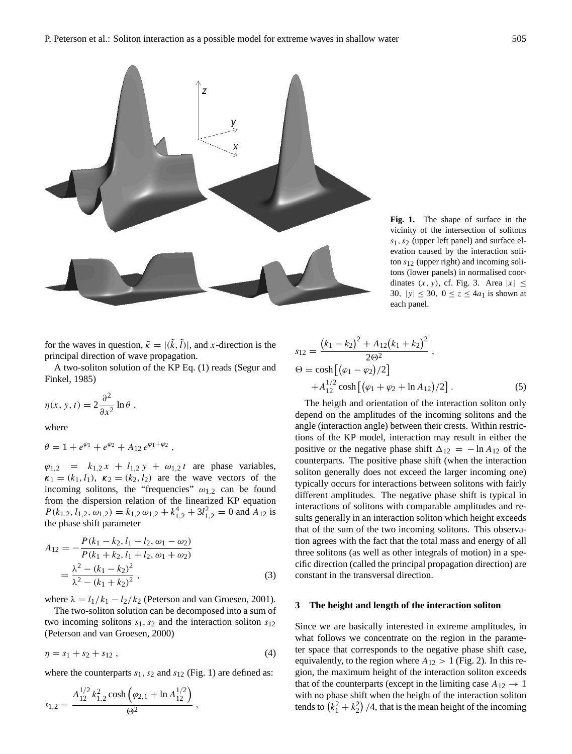**Fig. 1.** The shape of surface in the vicinity of the intersection of solitons $s_1, s_2$ (upper left panel) and surface elevation caused by the interaction soliton $s_{12}$ (upper right) and incoming solitons (lower panels) in normalised coordinates $(x, y)$, cf. Fig. 3. Area $|x| \leq 30$, $|y| \leq 30$, $0 \leq z \leq 4a_1$ is shown at each panel.

for the waves in question, $\tilde{\kappa} = |(\tilde{k}, \tilde{l})|$, and $x$-direction is the principal direction of wave propagation.

A two-soliton solution of the KP Eq. (1) reads (Segur and Finkel, 1985)

$$\eta(x, y, t) = 2\frac{\partial^2}{\partial x^2} \ln \theta \ ,$$

where

$$\theta = 1 + e^{\varphi_1} + e^{\varphi_2} + A_{12}\, e^{\varphi_1+\varphi_2} \ ,$$

$\varphi_{1,2} = k_{1,2}\, x + l_{1,2}\, y + \omega_{1,2}\, t$ are phase variables, $\boldsymbol{\kappa}_1 = (k_1, l_1)$, $\boldsymbol{\kappa}_2 = (k_2, l_2)$ are the wave vectors of the incoming solitons, the "frequencies" $\omega_{1,2}$ can be found from the dispersion relation of the linearized KP equation $P(k_{1,2}, l_{1,2}, \omega_{1,2}) = k_{1,2}\, \omega_{1,2} + k_{1,2}^4 + 3l_{1,2}^2 = 0$ and $A_{12}$ is the phase shift parameter

$$A_{12} = -\frac{P(k_1 - k_2, l_1 - l_2, \omega_1 - \omega_2)}{P(k_1 + k_2, l_1 + l_2, \omega_1 + \omega_2)} = \frac{\lambda^2 - (k_1 - k_2)^2}{\lambda^2 - (k_1 + k_2)^2} \ , \tag{3}$$

where $\lambda = l_1/k_1 - l_2/k_2$ (Peterson and van Groesen, 2001).

The two-soliton solution can be decomposed into a sum of two incoming solitons $s_1, s_2$ and the interaction soliton $s_{12}$ (Peterson and van Groesen, 2000)

$$\eta = s_1 + s_2 + s_{12} \ , \tag{4}$$

where the counterparts $s_1, s_2$ and $s_{12}$ (Fig. 1) are defined as:

$$s_{1,2} = \frac{A_{12}^{1/2}\, k_{1,2}^2 \cosh\left(\varphi_{2,1} + \ln A_{12}^{1/2}\right)}{\Theta^2} \ ,$$

$$s_{12} = \frac{\left(k_1 - k_2\right)^2 + A_{12}\left(k_1 + k_2\right)^2}{2\Theta^2} \ ,$$

$$\Theta = \cosh\left[\left(\varphi_1 - \varphi_2\right)/2\right] + A_{12}^{1/2} \cosh\left[\left(\varphi_1 + \varphi_2 + \ln A_{12}\right)/2\right] . \tag{5}$$

The heigth and orientation of the interaction soliton only depend on the amplitudes of the incoming solitons and the angle (interaction angle) between their crests. Within restrictions of the KP model, interaction may result in either the positive or the negative phase shift $\Delta_{12} = -\ln A_{12}$ of the counterparts. The positive phase shift (when the interaction soliton generally does not exceed the larger incoming one) typically occurs for interactions between solitons with fairly different amplitudes. The negative phase shift is typical in interactions of solitons with comparable amplitudes and results generally in an interaction soliton which height exceeds that of the sum of the two incoming solitons. This observation agrees with the fact that the total mass and energy of all three solitons (as well as other integrals of motion) in a specific direction (called the principal propagation direction) are constant in the transversal direction.

## 3 The height and length of the interaction soliton

Since we are basically interested in extreme amplitudes, in what follows we concentrate on the region in the parameter space that corresponds to the negative phase shift case, equivalently, to the region where $A_{12} > 1$ (Fig. 2). In this region, the maximum height of the interaction soliton exceeds that of the counterparts (except in the limiting case $A_{12} \to 1$ with no phase shift when the height of the interaction soliton tends to $\left(k_1^2 + k_2^2\right)/4$, that is the mean height of the incoming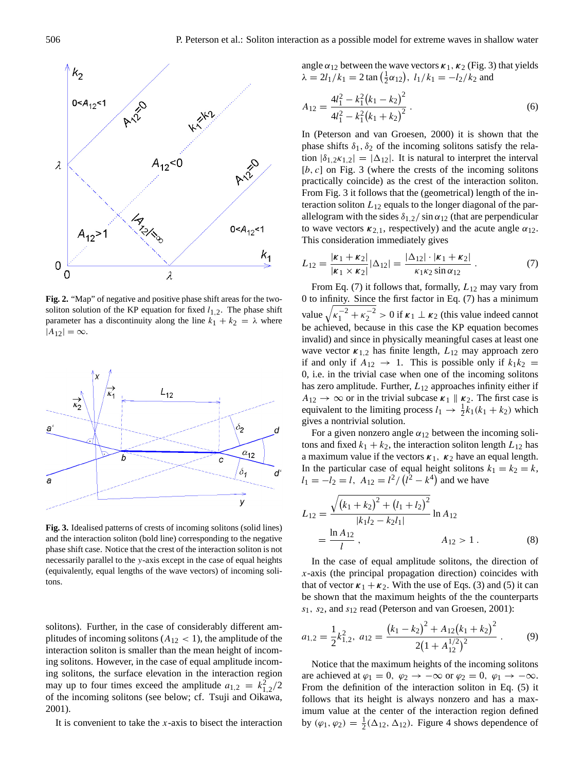**Fig. 2.** "Map" of negative and positive phase shift areas for the two-soliton solution of the KP equation for fixed $l_{1,2}$. The phase shift parameter has a discontinuity along the line $k_1 + k_2 = \lambda$ where $|A_{12}| = \infty$.

**Fig. 3.** Idealised patterns of crests of incoming solitons (solid lines) and the interaction soliton (bold line) corresponding to the negative phase shift case. Notice that the crest of the interaction soliton is not necessarily parallel to the $y$-axis except in the case of equal heights (equivalently, equal lengths of the wave vectors) of incoming solitons.

solitons). Further, in the case of considerably different amplitudes of incoming solitons ($A_{12} < 1$), the amplitude of the interaction soliton is smaller than the mean height of incoming solitons. However, in the case of equal amplitude incoming solitons, the surface elevation in the interaction region may up to four times exceed the amplitude $a_{1,2} = k_{1,2}^2/2$ of the incoming solitons (see below; cf. Tsuji and Oikawa, 2001).

It is convenient to take the $x$-axis to bisect the interaction angle $\alpha_{12}$ between the wave vectors $\boldsymbol{\kappa}_1, \boldsymbol{\kappa}_2$ (Fig. 3) that yields $\lambda = 2l_1/k_1 = 2\tan\left(\frac{1}{2}\alpha_{12}\right)$, $l_1/k_1 = -l_2/k_2$ and

$$A_{12} = \frac{4l_1^2 - k_1^2(k_1 - k_2)^2}{4l_1^2 - k_1^2(k_1 + k_2)^2}. \tag{6}$$

In (Peterson and van Groesen, 2000) it is shown that the phase shifts $\delta_1, \delta_2$ of the incoming solitons satisfy the relation $|\delta_{1,2}\kappa_{1,2}| = |\Delta_{12}|$. It is natural to interpret the interval $[b, c]$ on Fig. 3 (where the crests of the incoming solitons practically coincide) as the crest of the interaction soliton. From Fig. 3 it follows that the (geometrical) length of the interaction soliton $L_{12}$ equals to the longer diagonal of the parallelogram with the sides $\delta_{1,2}/\sin\alpha_{12}$ (that are perpendicular to wave vectors $\boldsymbol{\kappa}_{2,1}$, respectively) and the acute angle $\alpha_{12}$. This consideration immediately gives

$$L_{12} = \frac{|\boldsymbol{\kappa}_1 + \boldsymbol{\kappa}_2|}{|\boldsymbol{\kappa}_1 \times \boldsymbol{\kappa}_2|}|\Delta_{12}| = \frac{|\Delta_{12}| \cdot |\boldsymbol{\kappa}_1 + \boldsymbol{\kappa}_2|}{\kappa_1\kappa_2 \sin\alpha_{12}}. \tag{7}$$

From Eq. (7) it follows that, formally, $L_{12}$ may vary from 0 to infinity. Since the first factor in Eq. (7) has a minimum value $\sqrt{\kappa_1^{-2} + \kappa_2^{-2}} > 0$ if $\boldsymbol{\kappa}_1 \perp \boldsymbol{\kappa}_2$ (this value indeed cannot be achieved, because in this case the KP equation becomes invalid) and since in physically meaningful cases at least one wave vector $\boldsymbol{\kappa}_{1,2}$ has finite length, $L_{12}$ may approach zero if and only if $A_{12} \to 1$. This is possible only if $k_1k_2 = 0$, i.e. in the trivial case when one of the incoming solitons has zero amplitude. Further, $L_{12}$ approaches infinity either if $A_{12} \to \infty$ or in the trivial subcase $\boldsymbol{\kappa}_1 \parallel \boldsymbol{\kappa}_2$. The first case is equivalent to the limiting process $l_1 \to \frac{1}{2}k_1(k_1 + k_2)$ which gives a nontrivial solution.

For a given nonzero angle $\alpha_{12}$ between the incoming solitons and fixed $k_1 + k_2$, the interaction soliton length $L_{12}$ has a maximum value if the vectors $\boldsymbol{\kappa}_1, \boldsymbol{\kappa}_2$ have an equal length. In the particular case of equal height solitons $k_1 = k_2 = k$, $l_1 = -l_2 = l$, $A_{12} = l^2/\left(l^2 - k^4\right)$ and we have

$$\begin{aligned} L_{12} &= \frac{\sqrt{(k_1 + k_2)^2 + (l_1 + l_2)^2}}{|k_1l_2 - k_2l_1|} \ln A_{12} \\ &= \frac{\ln A_{12}}{l}, \qquad\qquad A_{12} > 1. \end{aligned} \tag{8}$$

In the case of equal amplitude solitons, the direction of $x$-axis (the principal propagation direction) coincides with that of vector $\boldsymbol{\kappa}_1 + \boldsymbol{\kappa}_2$. With the use of Eqs. (3) and (5) it can be shown that the maximum heights of the the counterparts $s_1$, $s_2$, and $s_{12}$ read (Peterson and van Groesen, 2001):

$$a_{1,2} = \frac{1}{2}k_{1,2}^2, \; a_{12} = \frac{(k_1 - k_2)^2 + A_{12}(k_1 + k_2)^2}{2\left(1 + A_{12}^{1/2}\right)^2}. \tag{9}$$

Notice that the maximum heights of the incoming solitons are achieved at $\varphi_1 = 0$, $\varphi_2 \to -\infty$ or $\varphi_2 = 0$, $\varphi_1 \to -\infty$. From the definition of the interaction soliton in Eq. (5) it follows that its height is always nonzero and has a maximum value at the center of the interaction region defined by $(\varphi_1, \varphi_2) = \frac{1}{2}(\Delta_{12}, \Delta_{12})$. Figure 4 shows dependence of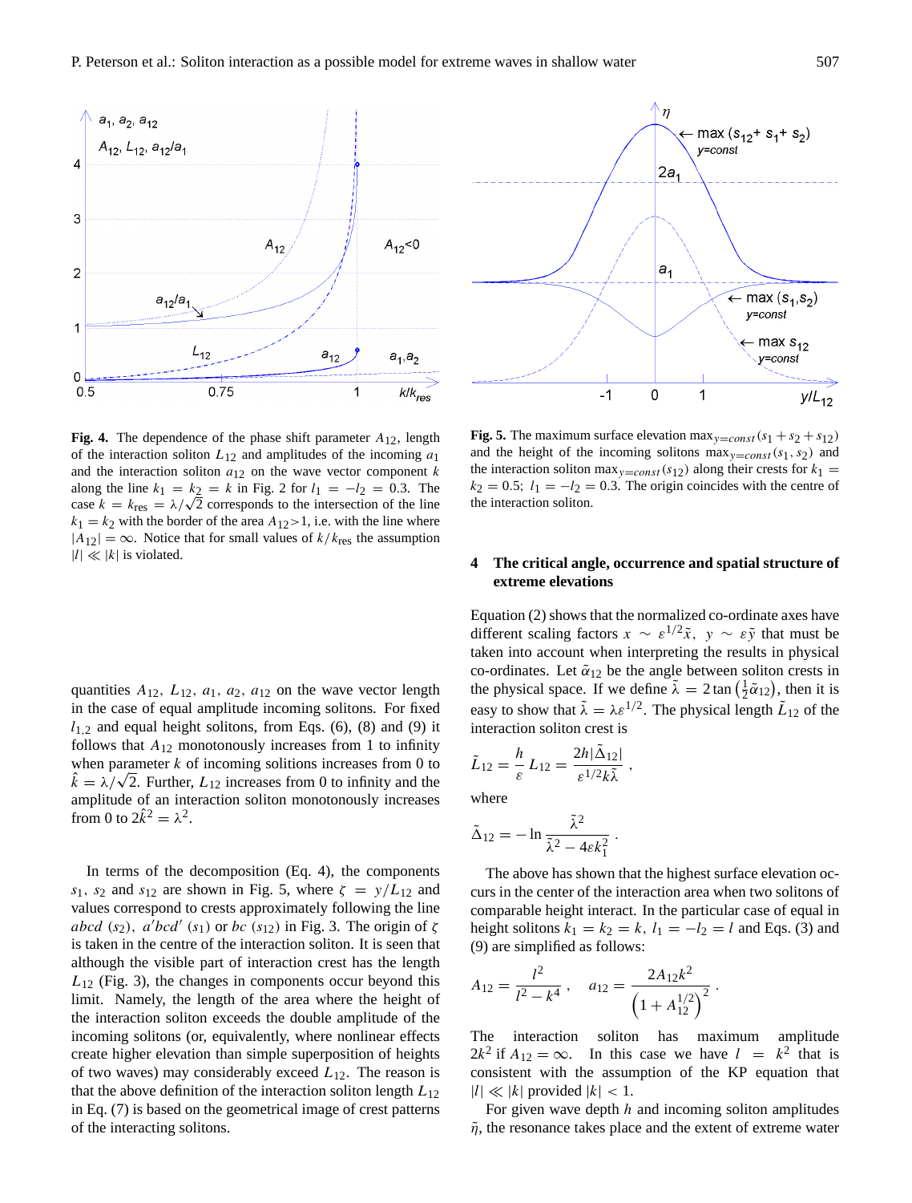**Fig. 4.** The dependence of the phase shift parameter $A_{12}$, length of the interaction soliton $L_{12}$ and amplitudes of the incoming $a_1$ and the interaction soliton $a_{12}$ on the wave vector component $k$ along the line $k_1 = k_2 = k$ in Fig. 2 for $l_1 = -l_2 = 0.3$. The case $k = k_{\text{res}} = \lambda/\sqrt{2}$ corresponds to the intersection of the line $k_1 = k_2$ with the border of the area $A_{12}>1$, i.e. with the line where $|A_{12}| = \infty$. Notice that for small values of $k/k_{\text{res}}$ the assumption $|l| \ll |k|$ is violated.

**Fig. 5.** The maximum surface elevation $\max_{y=const}(s_1 + s_2 + s_{12})$ and the height of the incoming solitons $\max_{y=const}(s_1, s_2)$ and the interaction soliton $\max_{y=const}(s_{12})$ along their crests for $k_1 = k_2 = 0.5$; $l_1 = -l_2 = 0.3$. The origin coincides with the centre of the interaction soliton.

quantities $A_{12}$, $L_{12}$, $a_1$, $a_2$, $a_{12}$ on the wave vector length in the case of equal amplitude incoming solitons. For fixed $l_{1,2}$ and equal height solitons, from Eqs. (6), (8) and (9) it follows that $A_{12}$ monotonously increases from 1 to infinity when parameter $k$ of incoming solitions increases from 0 to $\hat{k} = \lambda/\sqrt{2}$. Further, $L_{12}$ increases from 0 to infinity and the amplitude of an interaction soliton monotonously increases from 0 to $2\hat{k}^2 = \lambda^2$.

In terms of the decomposition (Eq. 4), the components $s_1$, $s_2$ and $s_{12}$ are shown in Fig. 5, where $\zeta = y/L_{12}$ and values correspond to crests approximately following the line $abcd$ ($s_2$), $a'bcd'$ ($s_1$) or $bc$ ($s_{12}$) in Fig. 3. The origin of $\zeta$ is taken in the centre of the interaction soliton. It is seen that although the visible part of interaction crest has the length $L_{12}$ (Fig. 3), the changes in components occur beyond this limit. Namely, the length of the area where the height of the interaction soliton exceeds the double amplitude of the incoming solitons (or, equivalently, where nonlinear effects create higher elevation than simple superposition of heights of two waves) may considerably exceed $L_{12}$. The reason is that the above definition of the interaction soliton length $L_{12}$ in Eq. (7) is based on the geometrical image of crest patterns of the interacting solitons.

## 4 The critical angle, occurrence and spatial structure of extreme elevations

Equation (2) shows that the normalized co-ordinate axes have different scaling factors $x \sim \varepsilon^{1/2}\tilde{x}$, $y \sim \varepsilon\tilde{y}$ that must be taken into account when interpreting the results in physical co-ordinates. Let $\tilde{\alpha}_{12}$ be the angle between soliton crests in the physical space. If we define $\tilde{\lambda} = 2\tan\left(\frac{1}{2}\tilde{\alpha}_{12}\right)$, then it is easy to show that $\tilde{\lambda} = \lambda\varepsilon^{1/2}$. The physical length $\tilde{L}_{12}$ of the interaction soliton crest is

$$\tilde{L}_{12} = \frac{h}{\varepsilon} L_{12} = \frac{2h|\tilde{\Delta}_{12}|}{\varepsilon^{1/2}k\tilde{\lambda}} ,$$

where

$$\tilde{\Delta}_{12} = -\ln\frac{\tilde{\lambda}^2}{\tilde{\lambda}^2 - 4\varepsilon k_1^2} .$$

The above has shown that the highest surface elevation occurs in the center of the interaction area when two solitons of comparable height interact. In the particular case of equal in height solitons $k_1 = k_2 = k$, $l_1 = -l_2 = l$ and Eqs. (3) and (9) are simplified as follows:

$$A_{12} = \frac{l^2}{l^2 - k^4} , \quad a_{12} = \frac{2A_{12}k^2}{\left(1 + A_{12}^{1/2}\right)^2} .$$

The interaction soliton has maximum amplitude $2k^2$ if $A_{12} = \infty$. In this case we have $l = k^2$ that is consistent with the assumption of the KP equation that $|l| \ll |k|$ provided $|k| < 1$.

For given wave depth $h$ and incoming soliton amplitudes $\tilde{\eta}$, the resonance takes place and the extent of extreme water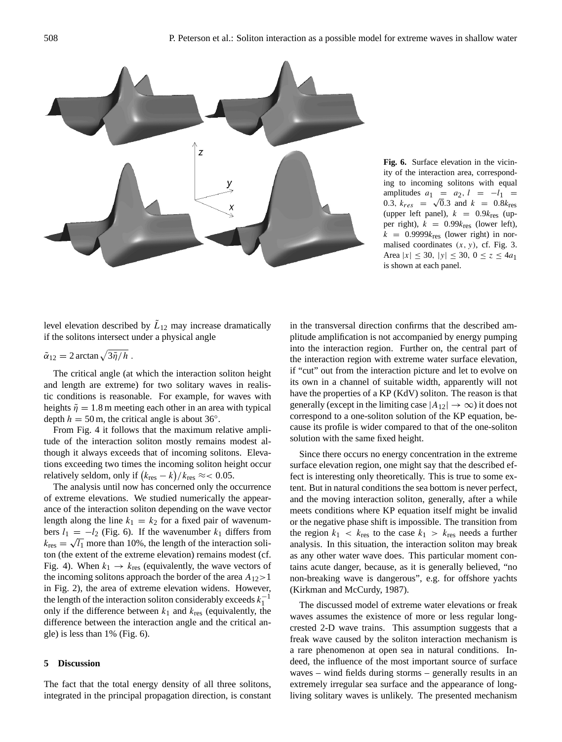**Fig. 6.** Surface elevation in the vicinity of the interaction area, corresponding to incoming solitons with equal amplitudes $a_1 = a_2$, $l = -l_1 = 0.3$, $k_{res} = \sqrt{0}.3$ and $k = 0.8k_{\text{res}}$ (upper left panel), $k = 0.9k_{\text{res}}$ (upper right), $k = 0.99k_{\text{res}}$ (lower left), $k = 0.9999k_{\text{res}}$ (lower right) in normalised coordinates $(x, y)$, cf. Fig. 3. Area $|x| \leq 30$, $|y| \leq 30$, $0 \leq z \leq 4a_1$ is shown at each panel.

level elevation described by $\tilde{L}_{12}$ may increase dramatically if the solitons intersect under a physical angle

$\tilde{\alpha}_{12} = 2 \arctan \sqrt{3\tilde{\eta}/h}$ .

The critical angle (at which the interaction soliton height and length are extreme) for two solitary waves in realistic conditions is reasonable. For example, for waves with heights $\tilde{\eta} = 1.8$ m meeting each other in an area with typical depth $h = 50$ m, the critical angle is about 36°.

From Fig. 4 it follows that the maximum relative amplitude of the interaction soliton mostly remains modest although it always exceeds that of incoming solitons. Elevations exceeding two times the incoming soliton height occur relatively seldom, only if $(k_{\text{res}} - k)/k_{\text{res}} \approx< 0.05$.

The analysis until now has concerned only the occurrence of extreme elevations. We studied numerically the appearance of the interaction soliton depending on the wave vector length along the line $k_1 = k_2$ for a fixed pair of wavenumbers $l_1 = -l_2$ (Fig. 6). If the wavenumber $k_1$ differs from $k_{\text{res}} = \sqrt{l_1}$ more than 10%, the length of the interaction soliton (the extent of the extreme elevation) remains modest (cf. Fig. 4). When $k_1 \rightarrow k_{\text{res}}$ (equivalently, the wave vectors of the incoming solitons approach the border of the area $A_{12}>1$ in Fig. 2), the area of extreme elevation widens. However, the length of the interaction soliton considerably exceeds $k_1^{-1}$ only if the difference between $k_1$ and $k_{\text{res}}$ (equivalently, the difference between the interaction angle and the critical angle) is less than 1% (Fig. 6).

## 5 Discussion

The fact that the total energy density of all three solitons, integrated in the principal propagation direction, is constant in the transversal direction confirms that the described amplitude amplification is not accompanied by energy pumping into the interaction region. Further on, the central part of the interaction region with extreme water surface elevation, if "cut" out from the interaction picture and let to evolve on its own in a channel of suitable width, apparently will not have the properties of a KP (KdV) soliton. The reason is that generally (except in the limiting case $|A_{12}| \rightarrow \infty$) it does not correspond to a one-soliton solution of the KP equation, because its profile is wider compared to that of the one-soliton solution with the same fixed height.

Since there occurs no energy concentration in the extreme surface elevation region, one might say that the described effect is interesting only theoretically. This is true to some extent. But in natural conditions the sea bottom is never perfect, and the moving interaction soliton, generally, after a while meets conditions where KP equation itself might be invalid or the negative phase shift is impossible. The transition from the region $k_1 < k_{\text{res}}$ to the case $k_1 > k_{\text{res}}$ needs a further analysis. In this situation, the interaction soliton may break as any other water wave does. This particular moment contains acute danger, because, as it is generally believed, "no non-breaking wave is dangerous", e.g. for offshore yachts (Kirkman and McCurdy, 1987).

The discussed model of extreme water elevations or freak waves assumes the existence of more or less regular long-crested 2-D wave trains. This assumption suggests that a freak wave caused by the soliton interaction mechanism is a rare phenomenon at open sea in natural conditions. Indeed, the influence of the most important source of surface waves – wind fields during storms – generally results in an extremely irregular sea surface and the appearance of long-living solitary waves is unlikely. The presented mechanism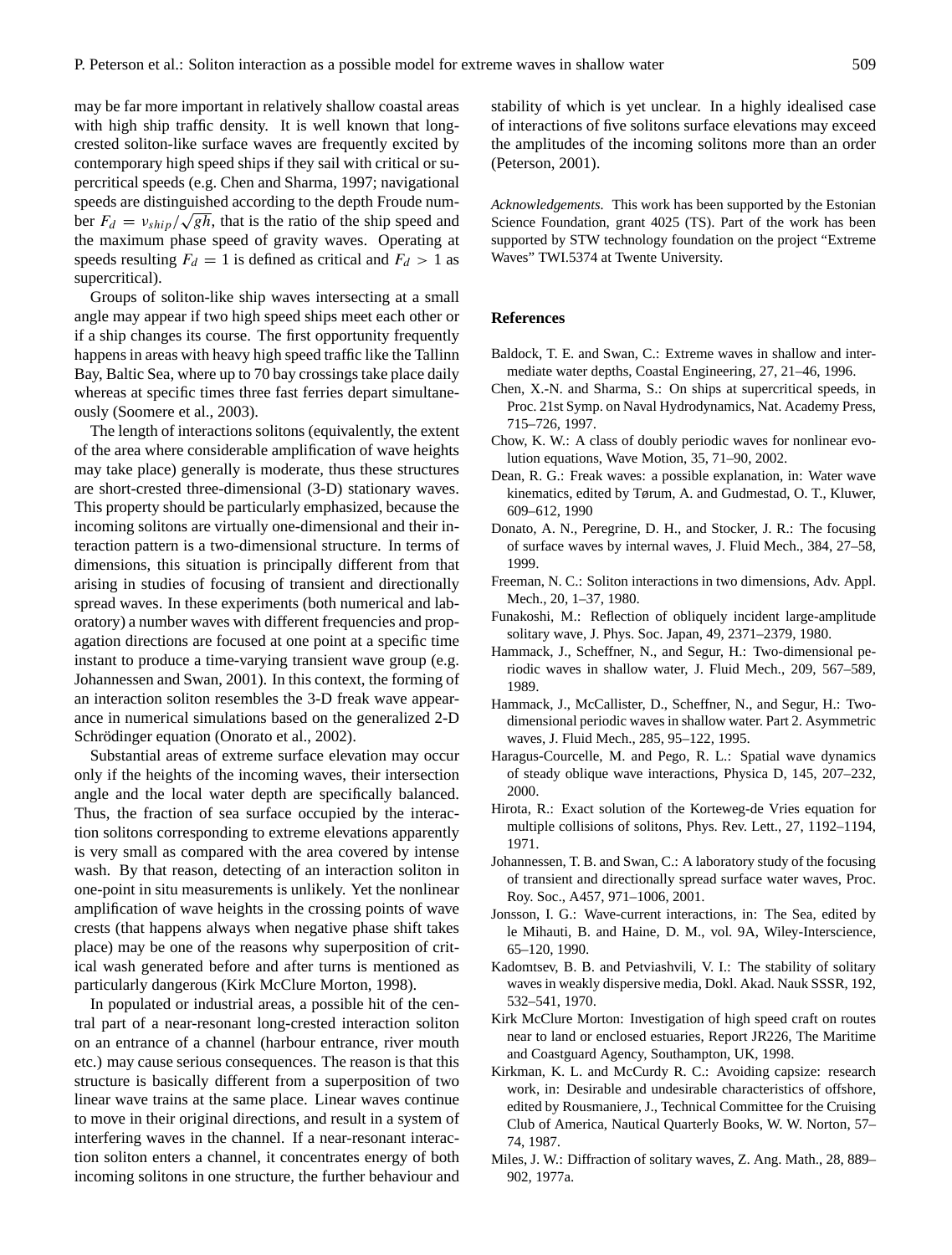may be far more important in relatively shallow coastal areas with high ship traffic density. It is well known that long-crested soliton-like surface waves are frequently excited by contemporary high speed ships if they sail with critical or supercritical speeds (e.g. Chen and Sharma, 1997; navigational speeds are distinguished according to the depth Froude number $F_d = v_{ship}/\sqrt{gh}$, that is the ratio of the ship speed and the maximum phase speed of gravity waves. Operating at speeds resulting $F_d = 1$ is defined as critical and $F_d > 1$ as supercritical).

Groups of soliton-like ship waves intersecting at a small angle may appear if two high speed ships meet each other or if a ship changes its course. The first opportunity frequently happens in areas with heavy high speed traffic like the Tallinn Bay, Baltic Sea, where up to 70 bay crossings take place daily whereas at specific times three fast ferries depart simultaneously (Soomere et al., 2003).

The length of interactions solitons (equivalently, the extent of the area where considerable amplification of wave heights may take place) generally is moderate, thus these structures are short-crested three-dimensional (3-D) stationary waves. This property should be particularly emphasized, because the incoming solitons are virtually one-dimensional and their interaction pattern is a two-dimensional structure. In terms of dimensions, this situation is principally different from that arising in studies of focusing of transient and directionally spread waves. In these experiments (both numerical and laboratory) a number waves with different frequencies and propagation directions are focused at one point at a specific time instant to produce a time-varying transient wave group (e.g. Johannessen and Swan, 2001). In this context, the forming of an interaction soliton resembles the 3-D freak wave appearance in numerical simulations based on the generalized 2-D Schrödinger equation (Onorato et al., 2002).

Substantial areas of extreme surface elevation may occur only if the heights of the incoming waves, their intersection angle and the local water depth are specifically balanced. Thus, the fraction of sea surface occupied by the interaction solitons corresponding to extreme elevations apparently is very small as compared with the area covered by intense wash. By that reason, detecting of an interaction soliton in one-point in situ measurements is unlikely. Yet the nonlinear amplification of wave heights in the crossing points of wave crests (that happens always when negative phase shift takes place) may be one of the reasons why superposition of critical wash generated before and after turns is mentioned as particularly dangerous (Kirk McClure Morton, 1998).

In populated or industrial areas, a possible hit of the central part of a near-resonant long-crested interaction soliton on an entrance of a channel (harbour entrance, river mouth etc.) may cause serious consequences. The reason is that this structure is basically different from a superposition of two linear wave trains at the same place. Linear waves continue to move in their original directions, and result in a system of interfering waves in the channel. If a near-resonant interaction soliton enters a channel, it concentrates energy of both incoming solitons in one structure, the further behaviour and stability of which is yet unclear. In a highly idealised case of interactions of five solitons surface elevations may exceed the amplitudes of the incoming solitons more than an order (Peterson, 2001).

*Acknowledgements.* This work has been supported by the Estonian Science Foundation, grant 4025 (TS). Part of the work has been supported by STW technology foundation on the project "Extreme Waves" TWI.5374 at Twente University.

## References

Baldock, T. E. and Swan, C.: Extreme waves in shallow and intermediate water depths, Coastal Engineering, 27, 21–46, 1996.

Chen, X.-N. and Sharma, S.: On ships at supercritical speeds, in Proc. 21st Symp. on Naval Hydrodynamics, Nat. Academy Press, 715–726, 1997.

Chow, K. W.: A class of doubly periodic waves for nonlinear evolution equations, Wave Motion, 35, 71–90, 2002.

Dean, R. G.: Freak waves: a possible explanation, in: Water wave kinematics, edited by Tørum, A. and Gudmestad, O. T., Kluwer, 609–612, 1990

Donato, A. N., Peregrine, D. H., and Stocker, J. R.: The focusing of surface waves by internal waves, J. Fluid Mech., 384, 27–58, 1999.

Freeman, N. C.: Soliton interactions in two dimensions, Adv. Appl. Mech., 20, 1–37, 1980.

Funakoshi, M.: Reflection of obliquely incident large-amplitude solitary wave, J. Phys. Soc. Japan, 49, 2371–2379, 1980.

Hammack, J., Scheffner, N., and Segur, H.: Two-dimensional periodic waves in shallow water, J. Fluid Mech., 209, 567–589, 1989.

Hammack, J., McCallister, D., Scheffner, N., and Segur, H.: Two-dimensional periodic waves in shallow water. Part 2. Asymmetric waves, J. Fluid Mech., 285, 95–122, 1995.

Haragus-Courcelle, M. and Pego, R. L.: Spatial wave dynamics of steady oblique wave interactions, Physica D, 145, 207–232, 2000.

Hirota, R.: Exact solution of the Korteweg-de Vries equation for multiple collisions of solitons, Phys. Rev. Lett., 27, 1192–1194, 1971.

Johannessen, T. B. and Swan, C.: A laboratory study of the focusing of transient and directionally spread surface water waves, Proc. Roy. Soc., A457, 971–1006, 2001.

Jonsson, I. G.: Wave-current interactions, in: The Sea, edited by le Mihauti, B. and Haine, D. M., vol. 9A, Wiley-Interscience, 65–120, 1990.

Kadomtsev, B. B. and Petviashvili, V. I.: The stability of solitary waves in weakly dispersive media, Dokl. Akad. Nauk SSSR, 192, 532–541, 1970.

Kirk McClure Morton: Investigation of high speed craft on routes near to land or enclosed estuaries, Report JR226, The Maritime and Coastguard Agency, Southampton, UK, 1998.

Kirkman, K. L. and McCurdy R. C.: Avoiding capsize: research work, in: Desirable and undesirable characteristics of offshore, edited by Rousmaniere, J., Technical Committee for the Cruising Club of America, Nautical Quarterly Books, W. W. Norton, 57–74, 1987.

Miles, J. W.: Diffraction of solitary waves, Z. Ang. Math., 28, 889–902, 1977a.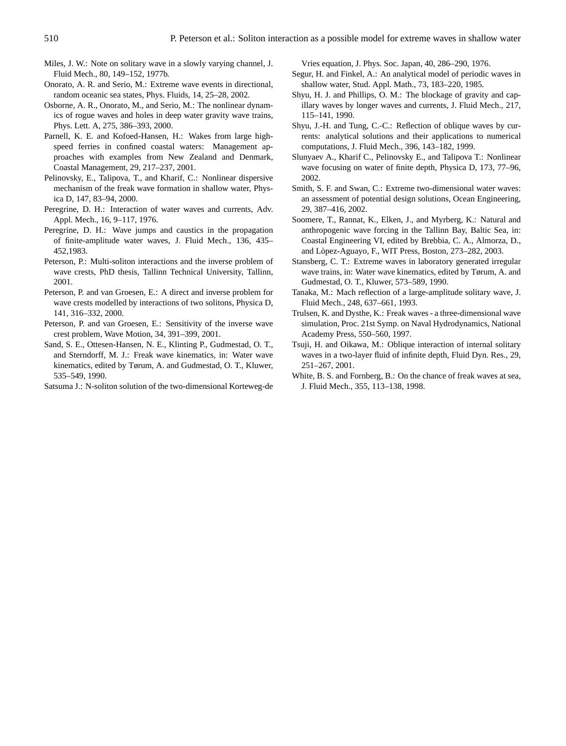Miles, J. W.: Note on solitary wave in a slowly varying channel, J. Fluid Mech., 80, 149–152, 1977b.

Onorato, A. R. and Serio, M.: Extreme wave events in directional, random oceanic sea states, Phys. Fluids, 14, 25–28, 2002.

Osborne, A. R., Onorato, M., and Serio, M.: The nonlinear dynamics of rogue waves and holes in deep water gravity wave trains, Phys. Lett. A, 275, 386–393, 2000.

Parnell, K. E. and Kofoed-Hansen, H.: Wakes from large high-speed ferries in confined coastal waters: Management approaches with examples from New Zealand and Denmark, Coastal Management, 29, 217–237, 2001.

Pelinovsky, E., Talipova, T., and Kharif, C.: Nonlinear dispersive mechanism of the freak wave formation in shallow water, Physica D, 147, 83–94, 2000.

Peregrine, D. H.: Interaction of water waves and currents, Adv. Appl. Mech., 16, 9–117, 1976.

Peregrine, D. H.: Wave jumps and caustics in the propagation of finite-amplitude water waves, J. Fluid Mech., 136, 435–452,1983.

Peterson, P.: Multi-soliton interactions and the inverse problem of wave crests, PhD thesis, Tallinn Technical University, Tallinn, 2001.

Peterson, P. and van Groesen, E.: A direct and inverse problem for wave crests modelled by interactions of two solitons, Physica D, 141, 316–332, 2000.

Peterson, P. and van Groesen, E.: Sensitivity of the inverse wave crest problem, Wave Motion, 34, 391–399, 2001.

Sand, S. E., Ottesen-Hansen, N. E., Klinting P., Gudmestad, O. T., and Sterndorff, M. J.: Freak wave kinematics, in: Water wave kinematics, edited by Tørum, A. and Gudmestad, O. T., Kluwer, 535–549, 1990.

Satsuma J.: N-soliton solution of the two-dimensional Korteweg-de Vries equation, J. Phys. Soc. Japan, 40, 286–290, 1976.

Segur, H. and Finkel, A.: An analytical model of periodic waves in shallow water, Stud. Appl. Math., 73, 183–220, 1985.

Shyu, H. J. and Phillips, O. M.: The blockage of gravity and capillary waves by longer waves and currents, J. Fluid Mech., 217, 115–141, 1990.

Shyu, J.-H. and Tung, C.-C.: Reflection of oblique waves by currents: analytical solutions and their applications to numerical computations, J. Fluid Mech., 396, 143–182, 1999.

Slunyaev A., Kharif C., Pelinovsky E., and Talipova T.: Nonlinear wave focusing on water of finite depth, Physica D, 173, 77–96, 2002.

Smith, S. F. and Swan, C.: Extreme two-dimensional water waves: an assessment of potential design solutions, Ocean Engineering, 29, 387–416, 2002.

Soomere, T., Rannat, K., Elken, J., and Myrberg, K.: Natural and anthropogenic wave forcing in the Tallinn Bay, Baltic Sea, in: Coastal Engineering VI, edited by Brebbia, C. A., Almorza, D., and Lòpez-Aguayo, F., WIT Press, Boston, 273–282, 2003.

Stansberg, C. T.: Extreme waves in laboratory generated irregular wave trains, in: Water wave kinematics, edited by Tørum, A. and Gudmestad, O. T., Kluwer, 573–589, 1990.

Tanaka, M.: Mach reflection of a large-amplitude solitary wave, J. Fluid Mech., 248, 637–661, 1993.

Trulsen, K. and Dysthe, K.: Freak waves - a three-dimensional wave simulation, Proc. 21st Symp. on Naval Hydrodynamics, National Academy Press, 550–560, 1997.

Tsuji, H. and Oikawa, M.: Oblique interaction of internal solitary waves in a two-layer fluid of infinite depth, Fluid Dyn. Res., 29, 251–267, 2001.

White, B. S. and Fornberg, B.: On the chance of freak waves at sea, J. Fluid Mech., 355, 113–138, 1998.